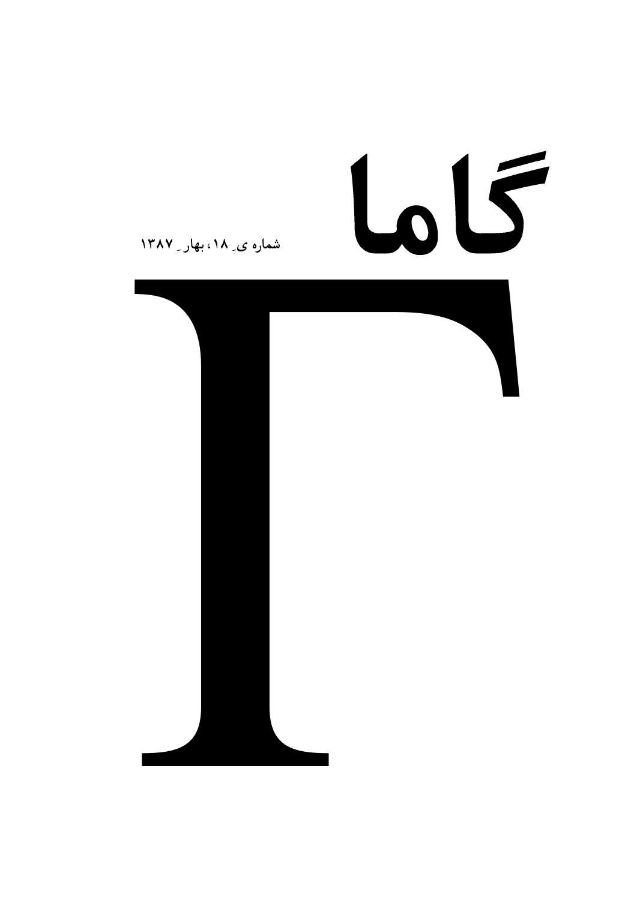# گاما

شماره ی ۱۸، بهار ۱۳۸۷

# Γ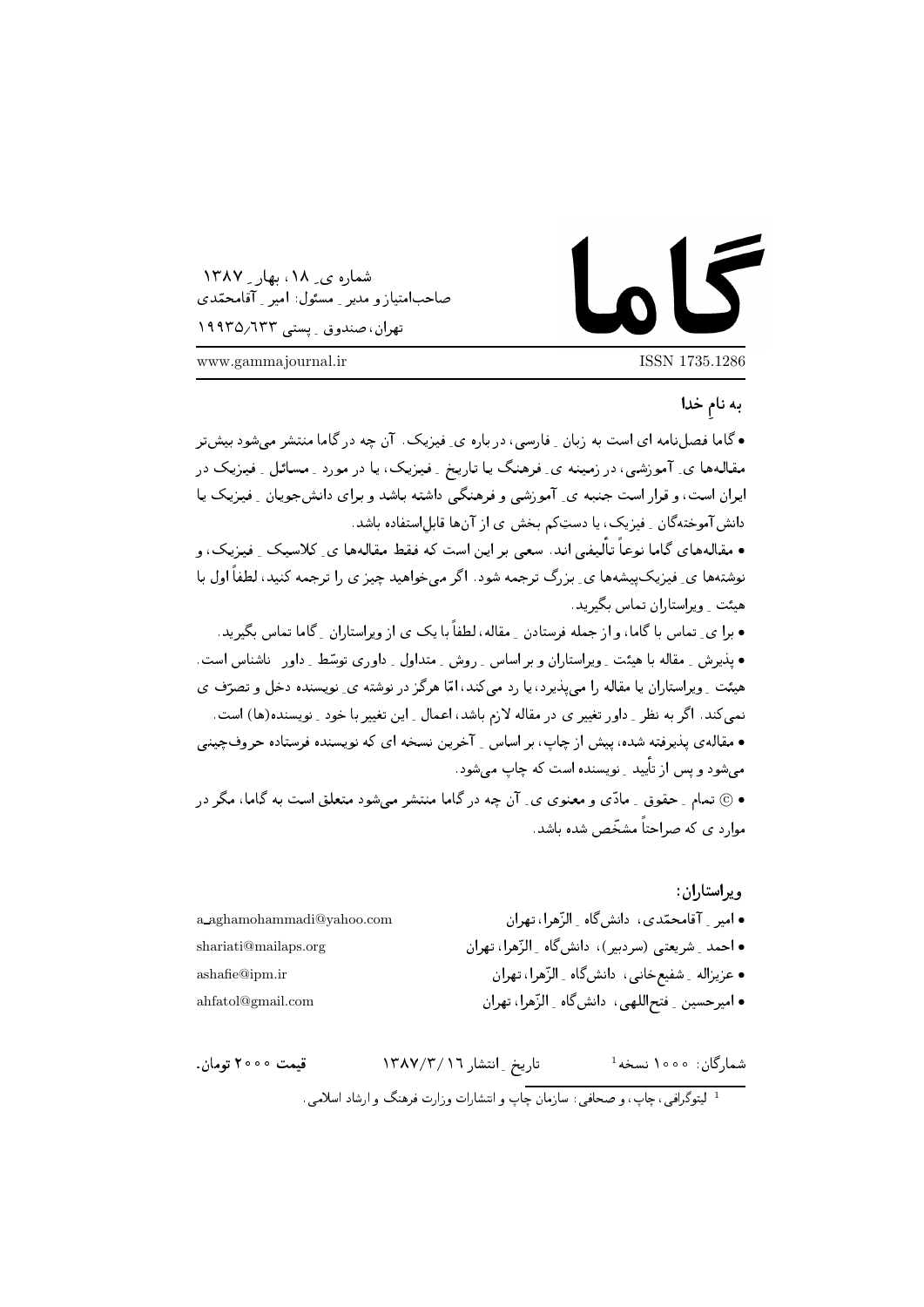# گاما

شماره ی ۱۸، بهار ۱۳۸۷
صاحب‌امتیاز و مدیر مسئول: امیر آقامحمّدی
تهران، صندوق پستی ۱۹۹۳۵/۶۳۳

www.gammajournal.ir

ISSN 1735.1286

به نامِ خدا

• گاما فصل‌نامه ای است به زبان فارسی، درباره ی فیزیک. آن چه در گاما منتشر می‌شود بیش‌تر مقاله‌ها ی آموزشی، در زمینه ی فرهنگ یا تاریخ فیزیک، یا در مورد مسائل فیزیک در ایران است، و قرار است جنبه ی آموزشی و فرهنگی داشته باشد و برای دانش‌جویان فیزیک یا دانش‌آموختگان فیزیک، یا دستِ‌کم بخش ی از آن‌ها قابل‌استفاده باشد.

• مقاله‌های گاما نوعاً تألیفی اند. سعی بر این است که فقط مقاله‌ها ی کلاسیک فیزیک، و نوشته‌ها ی فیزیک‌پیشه‌ها ی بزرگ ترجمه شود. اگر می‌خواهید چیز ی را ترجمه کنید، لطفاً اول با هیئت ویراستاران تماس بگیرید.

• برا ی تماس با گاما، و از جمله فرستادن مقاله، لطفاً با یک ی از ویراستاران گاما تماس بگیرید.

• پذیرش مقاله با هیئت ویراستاران و بر اساس روش متداول داوری توسّط داور ناشناس است. هیئت ویراستاران یا مقاله را می‌پذیرد، یا رد می‌کند، امّا هرگز در نوشته ی نویسنده دخل و تصرّف ی نمی‌کند. اگر به نظر داور تغییر ی در مقاله لازم باشد، اعمال این تغییر با خود نویسنده(ها) است.

• مقاله‌ی پذیرفته شده، پیش از چاپ، بر اساس آخرین نسخه ای که نویسنده فرستاده حروف‌چینی می‌شود و پس از تأیید نویسنده است که چاپ می‌شود.

• © تمام حقوق مادّی و معنوی ی آن چه در گاما منتشر می‌شود متعلق است به گاما، مگر در موارد ی که صراحتاً مشخّص شده باشد.

**ویراستاران:**

• امیر آقامحمّدی، دانش‌گاه الزّهرا، تهران — a_aghamohammadi@yahoo.com
• احمد شریعتی (سردبیر)، دانش‌گاه الزّهرا، تهران — shariati@mailaps.org
• عزیزاله شفیع‌خانی، دانش‌گاه الزّهرا، تهران — ashafie@ipm.ir
• امیرحسین فتح‌اللهی، دانش‌گاه الزّهرا، تهران — ahfatol@gmail.com

شمارگان: ۱۰۰۰ نسخه[1] — تاریخ انتشار ۱۳۸۷/۳/۱۶ — **قیمت ۲۰۰۰ تومان.**

[1] لیتوگرافی، چاپ، و صحافی: سازمان چاپ و انتشارات وزارت فرهنگ و ارشاد اسلامی.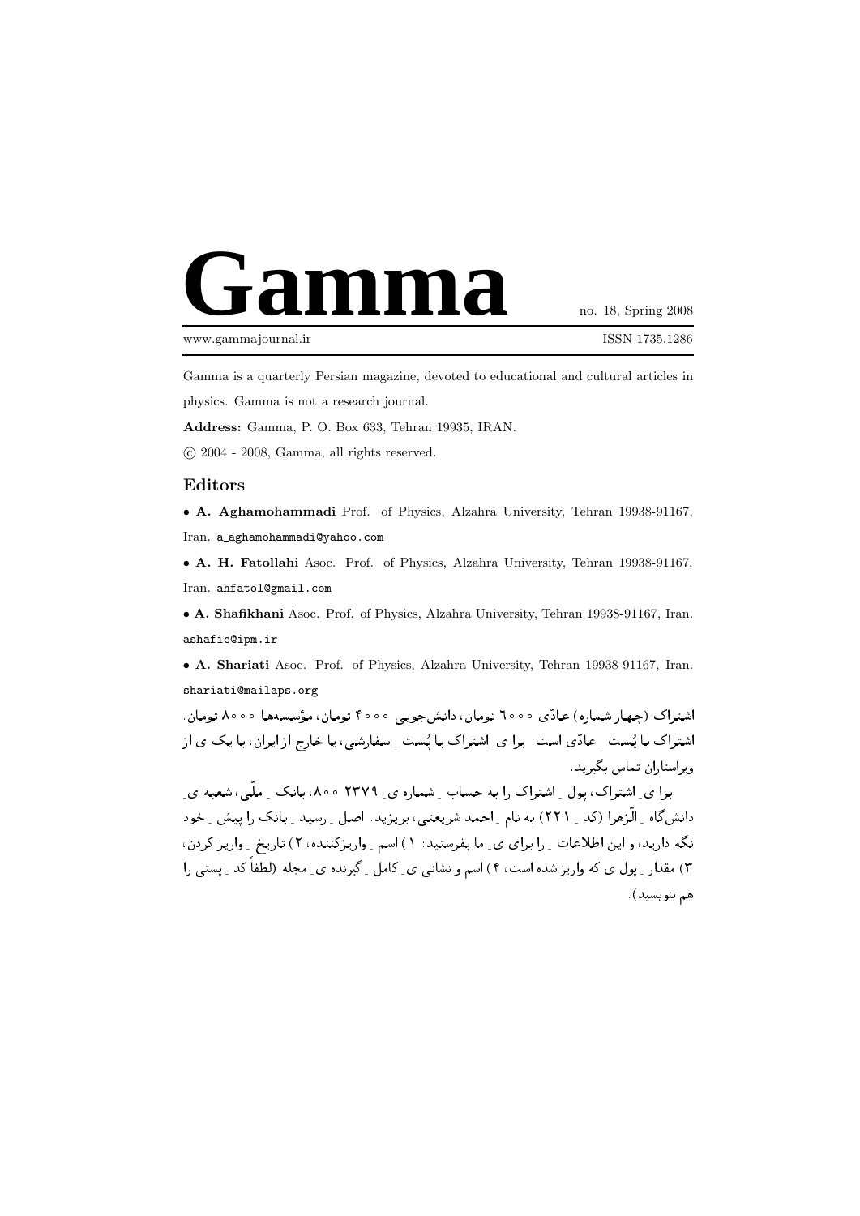# Gamma

no. 18, Spring 2008

www.gammajournal.ir

ISSN 1735.1286

Gamma is a quarterly Persian magazine, devoted to educational and cultural articles in physics. Gamma is not a research journal.

**Address:** Gamma, P. O. Box 633, Tehran 19935, IRAN.

© 2004 - 2008, Gamma, all rights reserved.

## Editors

- **A. Aghamohammadi** Prof. of Physics, Alzahra University, Tehran 19938-91167, Iran. a_aghamohammadi@yahoo.com
- **A. H. Fatollahi** Asoc. Prof. of Physics, Alzahra University, Tehran 19938-91167, Iran. ahfatol@gmail.com
- **A. Shafikhani** Asoc. Prof. of Physics, Alzahra University, Tehran 19938-91167, Iran. ashafie@ipm.ir
- **A. Shariati** Asoc. Prof. of Physics, Alzahra University, Tehran 19938-91167, Iran. shariati@mailaps.org

اشتراک (چهار شماره) عادّی ۶۰۰۰ تومان، دانش‌جویی ۴۰۰۰ تومان، مؤسسه‌ها ۸۰۰۰ تومان. اشتراک با پُست ـِ عادّی است. برا یِ اشتراک با پُست ـِ سفارشی، یا خارج از ایران، با یک ی از ویراستاران تماس بگیرید.

برا یِ اشتراک، پول ـِ اشتراک را به حساب ـِ شماره یِ ۲۳۷۹۸۰۰، بانک ـِ ملّی، شعبه یِ دانش‌گاه ـِ الّزهرا (کد ـِ ۲۲۱) به نام ـِ احمد شریعتی، بریزید. اصل ـِ رسید ـِ بانک را پیش ـِ خود نگه دارید، و این اطلاعات ـِ را برای یِ ما بفرستید: ۱) اسم ـِ واریزکننده، ۲) تاریخ ـِ واریز کردن، ۳) مقدار ـِ پول ی که واریز شده است، ۴) اسم و نشانی یِ کامل ـِ گیرنده یِ مجله (لطفاً کد ـِ پستی را هم بنویسید).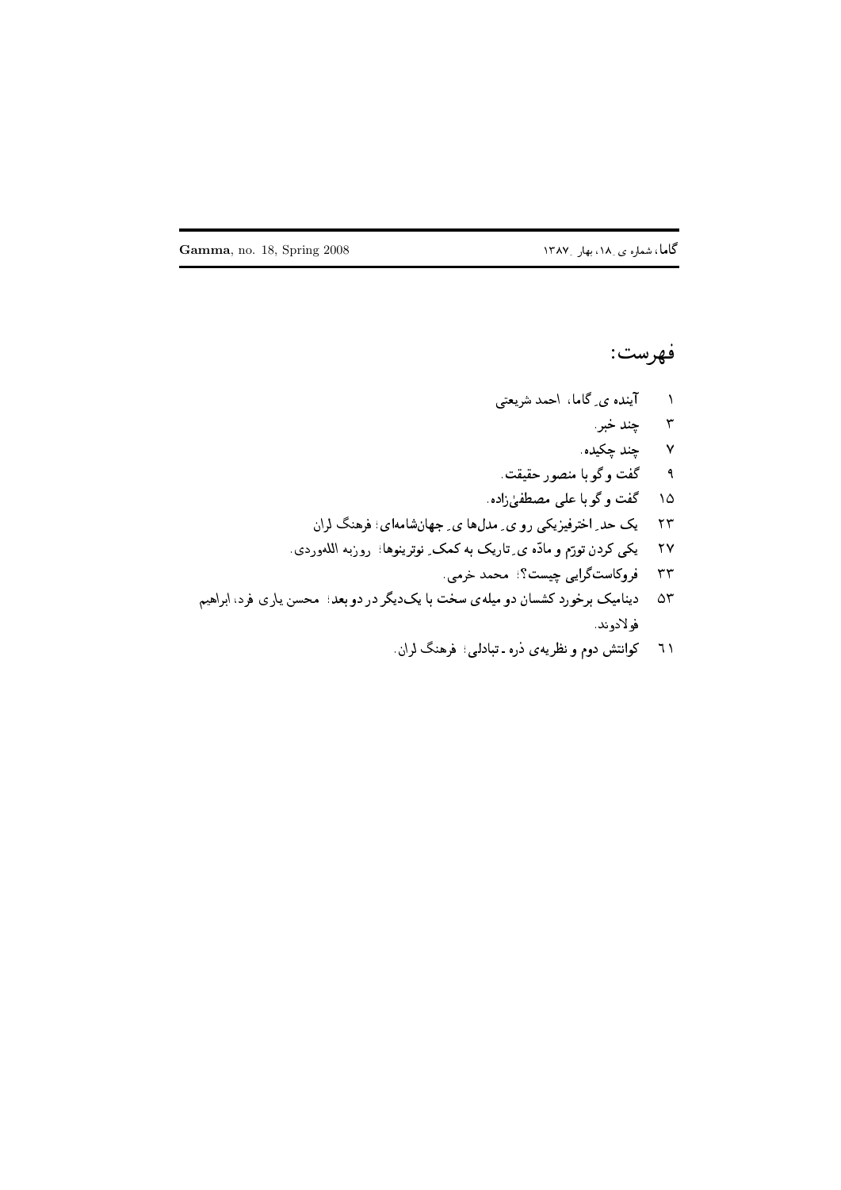# فهرست:

۱ آینده ی ِ گاما، احمد شریعتی

۳ چند خبر.

۷ چند چکیده.

۹ گفت و گو با منصور حقیقت.

۱۵ گفت و گو با علی مصطفی‌زاده.

۲۳ یک حد ِ اخترفیزیکی رو ی ِ مدل‌ها ی ِ جهان‌شامه‌ای؛ فرهنگ لران

۲۷ یکی کردن تورّم و مادّه ی ِ تاریک به کمک ِ نوترینوها؛ روزبه اللّه‌وردی.

۳۳ فروکاست‌گرایی چیست؟؛ محمد خرمی.

۵۳ دینامیک برخورد کشسان دو میله‌ی سخت با یک‌دیگر در دو بعد؛ محسن یاری فرد، ابراهیم فولادوند.

۶۱ کوانتش دوم و نظریه‌ی ذره ـ تبادلی؛ فرهنگ لران.